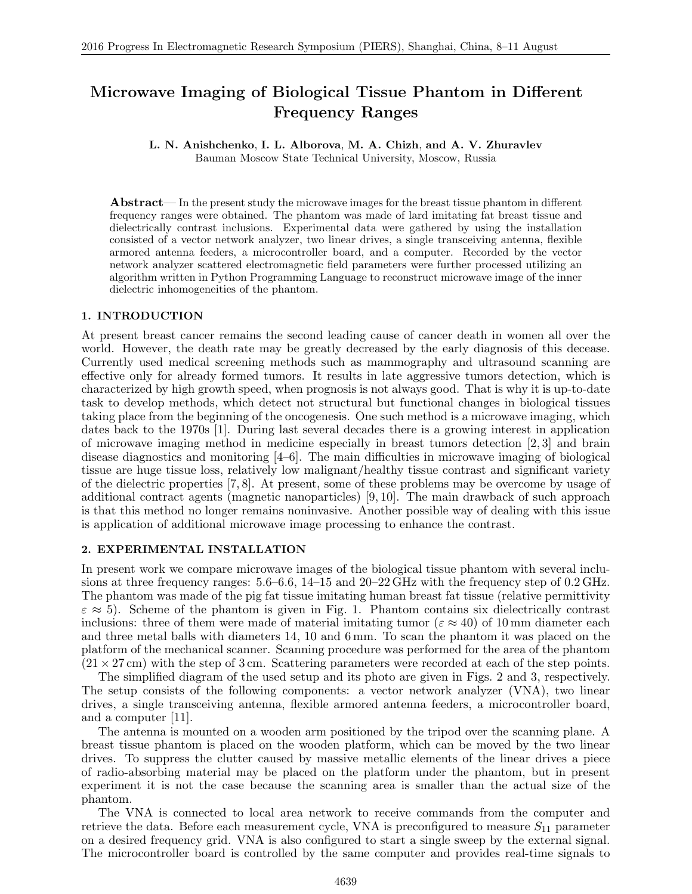# Microwave Imaging of Biological Tissue Phantom in Different Frequency Ranges

**L. N. Anishchenko, I. L. Alborova, M. A. Chizh, and A. V. Zhuravlev**
Bauman Moscow State Technical University, Moscow, Russia

**Abstract**— In the present study the microwave images for the breast tissue phantom in different frequency ranges were obtained. The phantom was made of lard imitating fat breast tissue and dielectrically contrast inclusions. Experimental data were gathered by using the installation consisted of a vector network analyzer, two linear drives, a single transceiving antenna, flexible armored antenna feeders, a microcontroller board, and a computer. Recorded by the vector network analyzer scattered electromagnetic field parameters were further processed utilizing an algorithm written in Python Programming Language to reconstruct microwave image of the inner dielectric inhomogeneities of the phantom.

## 1. INTRODUCTION

At present breast cancer remains the second leading cause of cancer death in women all over the world. However, the death rate may be greatly decreased by the early diagnosis of this decease. Currently used medical screening methods such as mammography and ultrasound scanning are effective only for already formed tumors. It results in late aggressive tumors detection, which is characterized by high growth speed, when prognosis is not always good. That is why it is up-to-date task to develop methods, which detect not structural but functional changes in biological tissues taking place from the beginning of the oncogenesis. One such method is a microwave imaging, which dates back to the 1970s [1]. During last several decades there is a growing interest in application of microwave imaging method in medicine especially in breast tumors detection [2, 3] and brain disease diagnostics and monitoring [4–6]. The main difficulties in microwave imaging of biological tissue are huge tissue loss, relatively low malignant/healthy tissue contrast and significant variety of the dielectric properties [7, 8]. At present, some of these problems may be overcome by usage of additional contract agents (magnetic nanoparticles) [9, 10]. The main drawback of such approach is that this method no longer remains noninvasive. Another possible way of dealing with this issue is application of additional microwave image processing to enhance the contrast.

## 2. EXPERIMENTAL INSTALLATION

In present work we compare microwave images of the biological tissue phantom with several inclusions at three frequency ranges: 5.6–6.6, 14–15 and 20–22 GHz with the frequency step of 0.2 GHz. The phantom was made of the pig fat tissue imitating human breast fat tissue (relative permittivity $\varepsilon \approx 5$). Scheme of the phantom is given in Fig. 1. Phantom contains six dielectrically contrast inclusions: three of them were made of material imitating tumor ($\varepsilon \approx 40$) of 10 mm diameter each and three metal balls with diameters 14, 10 and 6 mm. To scan the phantom it was placed on the platform of the mechanical scanner. Scanning procedure was performed for the area of the phantom ($21 \times 27$ cm) with the step of 3 cm. Scattering parameters were recorded at each of the step points.

The simplified diagram of the used setup and its photo are given in Figs. 2 and 3, respectively. The setup consists of the following components: a vector network analyzer (VNA), two linear drives, a single transceiving antenna, flexible armored antenna feeders, a microcontroller board, and a computer [11].

The antenna is mounted on a wooden arm positioned by the tripod over the scanning plane. A breast tissue phantom is placed on the wooden platform, which can be moved by the two linear drives. To suppress the clutter caused by massive metallic elements of the linear drives a piece of radio-absorbing material may be placed on the platform under the phantom, but in present experiment it is not the case because the scanning area is smaller than the actual size of the phantom.

The VNA is connected to local area network to receive commands from the computer and retrieve the data. Before each measurement cycle, VNA is preconfigured to measure $S_{11}$ parameter on a desired frequency grid. VNA is also configured to start a single sweep by the external signal. The microcontroller board is controlled by the same computer and provides real-time signals to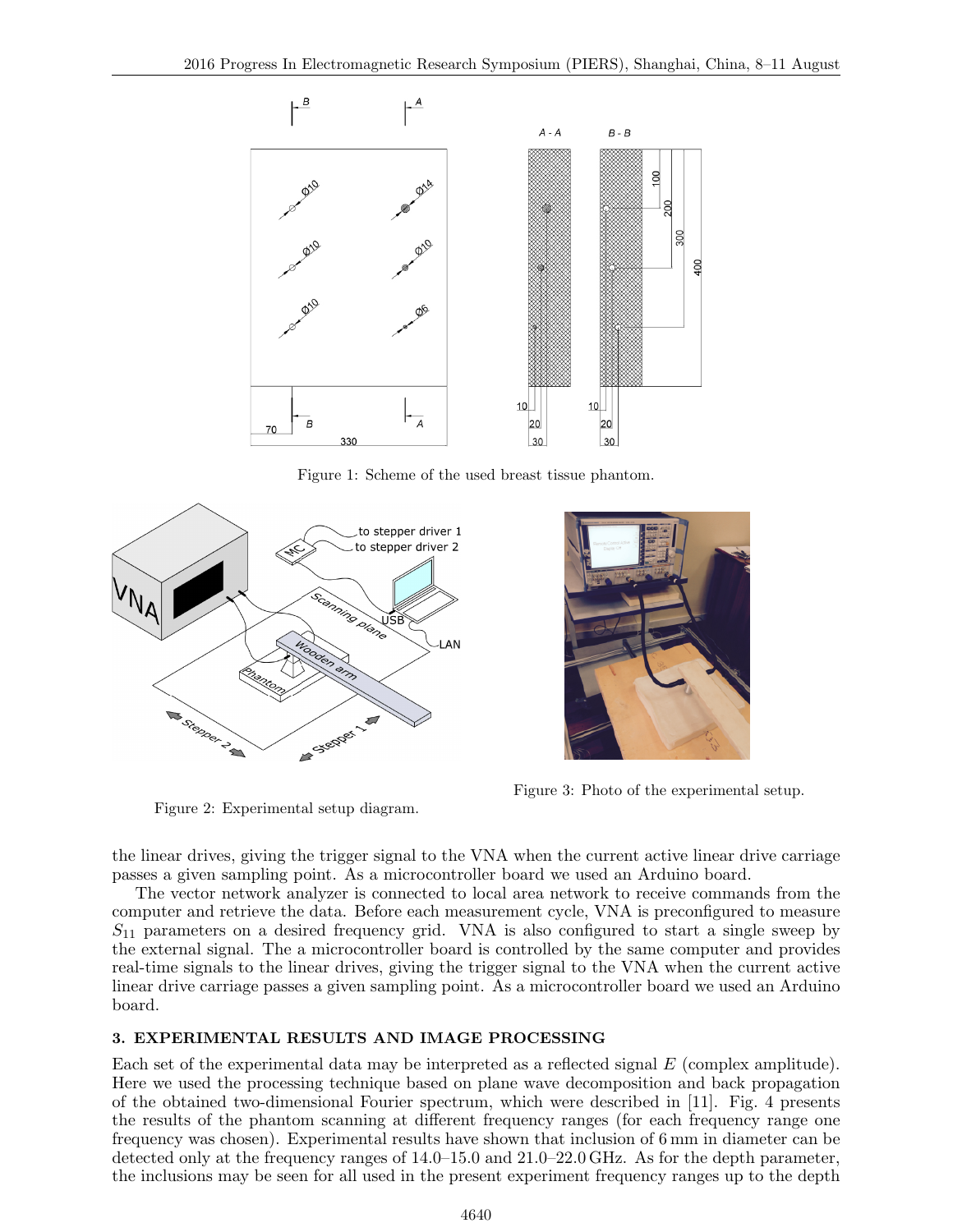Figure 1: Scheme of the used breast tissue phantom.

Figure 2: Experimental setup diagram.

Figure 3: Photo of the experimental setup.

the linear drives, giving the trigger signal to the VNA when the current active linear drive carriage passes a given sampling point. As a microcontroller board we used an Arduino board.

The vector network analyzer is connected to local area network to receive commands from the computer and retrieve the data. Before each measurement cycle, VNA is preconfigured to measure $S_{11}$ parameters on a desired frequency grid. VNA is also configured to start a single sweep by the external signal. The a microcontroller board is controlled by the same computer and provides real-time signals to the linear drives, giving the trigger signal to the VNA when the current active linear drive carriage passes a given sampling point. As a microcontroller board we used an Arduino board.

## 3. EXPERIMENTAL RESULTS AND IMAGE PROCESSING

Each set of the experimental data may be interpreted as a reflected signal $E$ (complex amplitude). Here we used the processing technique based on plane wave decomposition and back propagation of the obtained two-dimensional Fourier spectrum, which were described in [11]. Fig. 4 presents the results of the phantom scanning at different frequency ranges (for each frequency range one frequency was chosen). Experimental results have shown that inclusion of 6 mm in diameter can be detected only at the frequency ranges of 14.0–15.0 and 21.0–22.0 GHz. As for the depth parameter, the inclusions may be seen for all used in the present experiment frequency ranges up to the depth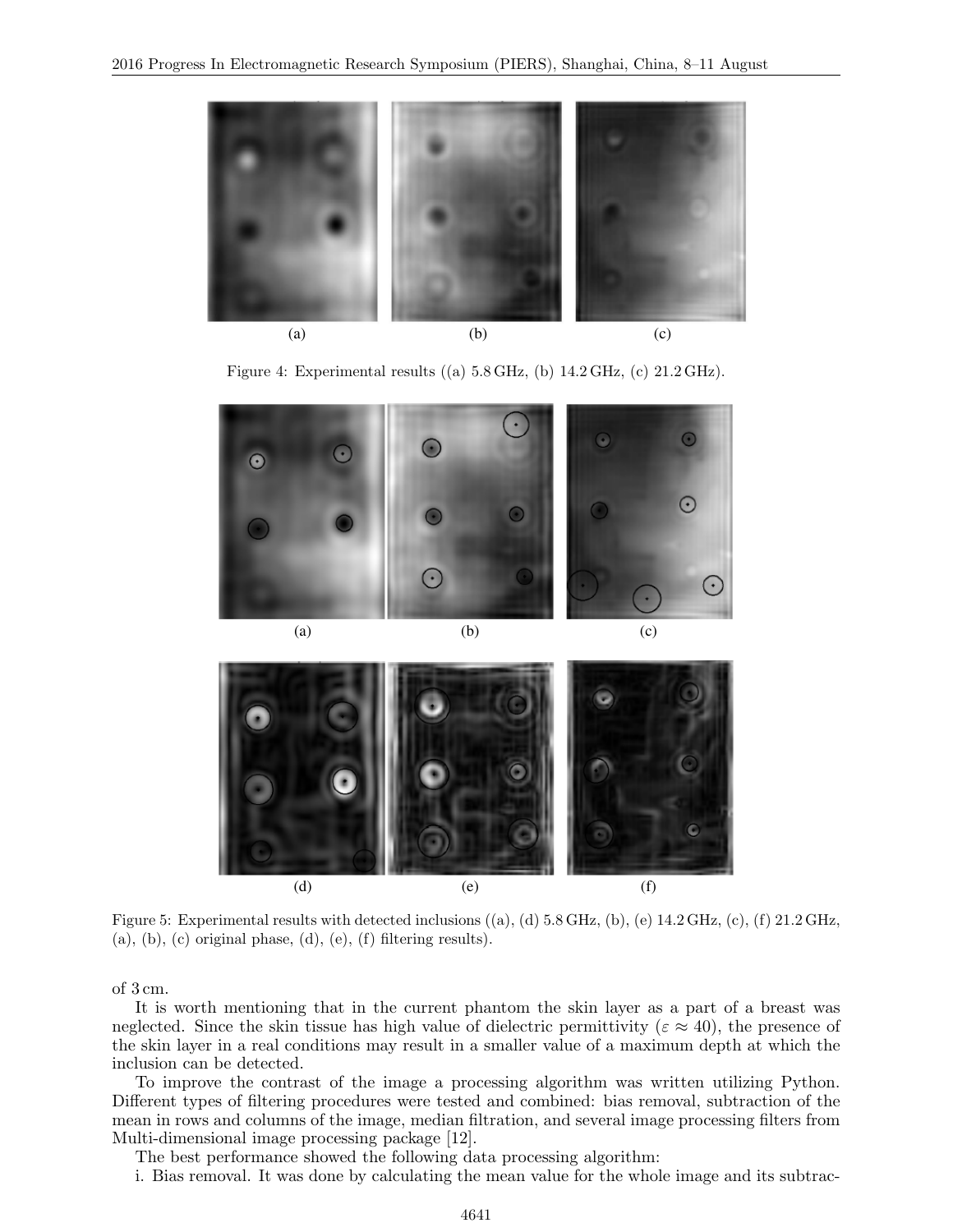(a) (b) (c)

Figure 4: Experimental results ((a) 5.8 GHz, (b) 14.2 GHz, (c) 21.2 GHz).

(a) (b) (c)

(d) (e) (f)

Figure 5: Experimental results with detected inclusions ((a), (d) 5.8 GHz, (b), (e) 14.2 GHz, (c), (f) 21.2 GHz, (a), (b), (c) original phase, (d), (e), (f) filtering results).

of 3 cm.

It is worth mentioning that in the current phantom the skin layer as a part of a breast was neglected. Since the skin tissue has high value of dielectric permittivity ($\varepsilon \approx 40$), the presence of the skin layer in a real conditions may result in a smaller value of a maximum depth at which the inclusion can be detected.

To improve the contrast of the image a processing algorithm was written utilizing Python. Different types of filtering procedures were tested and combined: bias removal, subtraction of the mean in rows and columns of the image, median filtration, and several image processing filters from Multi-dimensional image processing package [12].

The best performance showed the following data processing algorithm:

i. Bias removal. It was done by calculating the mean value for the whole image and its subtrac-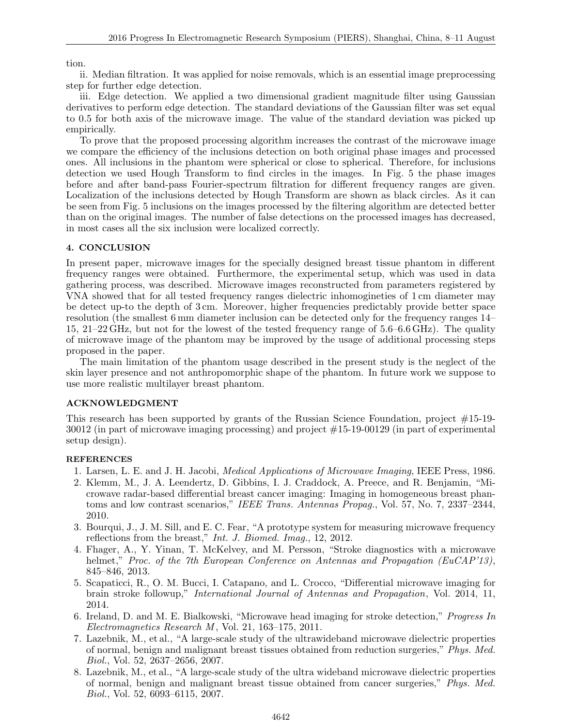tion.

ii. Median filtration. It was applied for noise removals, which is an essential image preprocessing step for further edge detection.

iii. Edge detection. We applied a two dimensional gradient magnitude filter using Gaussian derivatives to perform edge detection. The standard deviations of the Gaussian filter was set equal to 0.5 for both axis of the microwave image. The value of the standard deviation was picked up empirically.

To prove that the proposed processing algorithm increases the contrast of the microwave image we compare the efficiency of the inclusions detection on both original phase images and processed ones. All inclusions in the phantom were spherical or close to spherical. Therefore, for inclusions detection we used Hough Transform to find circles in the images. In Fig. 5 the phase images before and after band-pass Fourier-spectrum filtration for different frequency ranges are given. Localization of the inclusions detected by Hough Transform are shown as black circles. As it can be seen from Fig. 5 inclusions on the images processed by the filtering algorithm are detected better than on the original images. The number of false detections on the processed images has decreased, in most cases all the six inclusion were localized correctly.

## 4. CONCLUSION

In present paper, microwave images for the specially designed breast tissue phantom in different frequency ranges were obtained. Furthermore, the experimental setup, which was used in data gathering process, was described. Microwave images reconstructed from parameters registered by VNA showed that for all tested frequency ranges dielectric inhomogineties of 1 cm diameter may be detect up-to the depth of 3 cm. Moreover, higher frequencies predictably provide better space resolution (the smallest 6 mm diameter inclusion can be detected only for the frequency ranges 14–15, 21–22 GHz, but not for the lowest of the tested frequency range of 5.6–6.6 GHz). The quality of microwave image of the phantom may be improved by the usage of additional processing steps proposed in the paper.

The main limitation of the phantom usage described in the present study is the neglect of the skin layer presence and not anthropomorphic shape of the phantom. In future work we suppose to use more realistic multilayer breast phantom.

## ACKNOWLEDGMENT

This research has been supported by grants of the Russian Science Foundation, project #15-19-30012 (in part of microwave imaging processing) and project #15-19-00129 (in part of experimental setup design).

## REFERENCES

1. Larsen, L. E. and J. H. Jacobi, *Medical Applications of Microwave Imaging*, IEEE Press, 1986.
2. Klemm, M., J. A. Leendertz, D. Gibbins, I. J. Craddock, A. Preece, and R. Benjamin, "Microwave radar-based differential breast cancer imaging: Imaging in homogeneous breast phantoms and low contrast scenarios," *IEEE Trans. Antennas Propag.*, Vol. 57, No. 7, 2337–2344, 2010.
3. Bourqui, J., J. M. Sill, and E. C. Fear, "A prototype system for measuring microwave frequency reflections from the breast," *Int. J. Biomed. Imag.*, 12, 2012.
4. Fhager, A., Y. Yinan, T. McKelvey, and M. Persson, "Stroke diagnostics with a microwave helmet," *Proc. of the 7th European Conference on Antennas and Propagation (EuCAP'13)*, 845–846, 2013.
5. Scapaticci, R., O. M. Bucci, I. Catapano, and L. Crocco, "Differential microwave imaging for brain stroke followup," *International Journal of Antennas and Propagation*, Vol. 2014, 11, 2014.
6. Ireland, D. and M. E. Bialkowski, "Microwave head imaging for stroke detection," *Progress In Electromagnetics Research M*, Vol. 21, 163–175, 2011.
7. Lazebnik, M., et al., "A large-scale study of the ultrawideband microwave dielectric properties of normal, benign and malignant breast tissues obtained from reduction surgeries," *Phys. Med. Biol.*, Vol. 52, 2637–2656, 2007.
8. Lazebnik, M., et al., "A large-scale study of the ultra wideband microwave dielectric properties of normal, benign and malignant breast tissue obtained from cancer surgeries," *Phys. Med. Biol.*, Vol. 52, 6093–6115, 2007.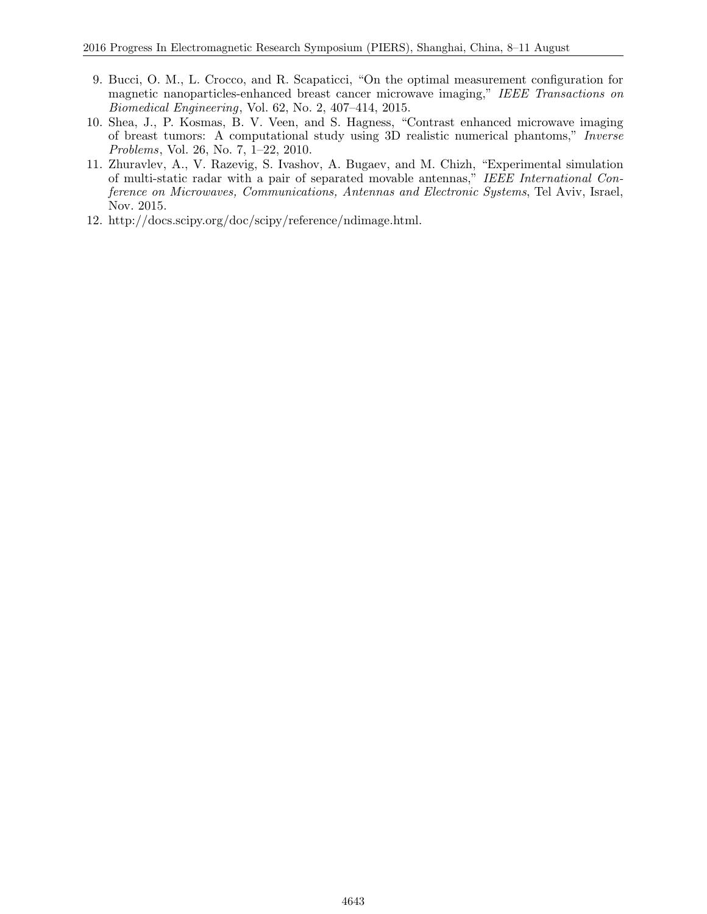9. Bucci, O. M., L. Crocco, and R. Scapaticci, "On the optimal measurement configuration for magnetic nanoparticles-enhanced breast cancer microwave imaging," *IEEE Transactions on Biomedical Engineering*, Vol. 62, No. 2, 407–414, 2015.
10. Shea, J., P. Kosmas, B. V. Veen, and S. Hagness, "Contrast enhanced microwave imaging of breast tumors: A computational study using 3D realistic numerical phantoms," *Inverse Problems*, Vol. 26, No. 7, 1–22, 2010.
11. Zhuravlev, A., V. Razevig, S. Ivashov, A. Bugaev, and M. Chizh, "Experimental simulation of multi-static radar with a pair of separated movable antennas," *IEEE International Conference on Microwaves, Communications, Antennas and Electronic Systems*, Tel Aviv, Israel, Nov. 2015.
12. http://docs.scipy.org/doc/scipy/reference/ndimage.html.